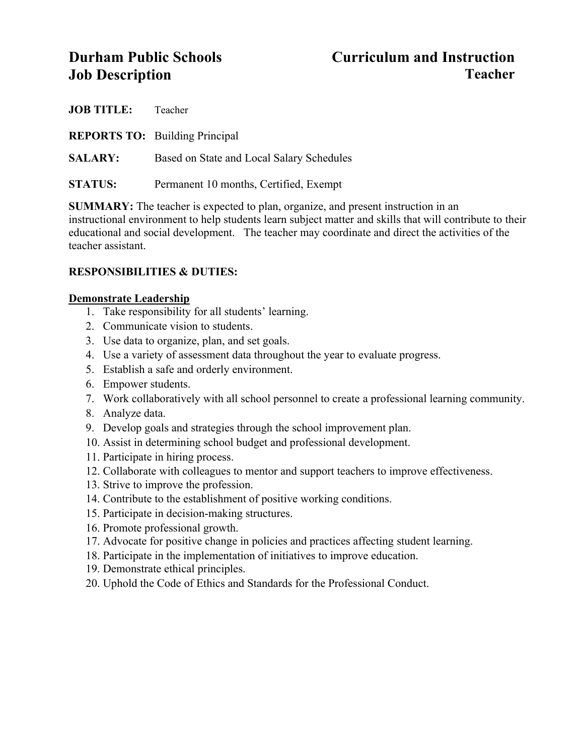# Durham Public Schools Job Description

# Curriculum and Instruction Teacher

**JOB TITLE:** Teacher

**REPORTS TO:** Building Principal

**SALARY:** Based on State and Local Salary Schedules

**STATUS:** Permanent 10 months, Certified, Exempt

**SUMMARY:** The teacher is expected to plan, organize, and present instruction in an instructional environment to help students learn subject matter and skills that will contribute to their educational and social development. The teacher may coordinate and direct the activities of the teacher assistant.

**RESPONSIBILITIES & DUTIES:**

**Demonstrate Leadership**

1. Take responsibility for all students' learning.
2. Communicate vision to students.
3. Use data to organize, plan, and set goals.
4. Use a variety of assessment data throughout the year to evaluate progress.
5. Establish a safe and orderly environment.
6. Empower students.
7. Work collaboratively with all school personnel to create a professional learning community.
8. Analyze data.
9. Develop goals and strategies through the school improvement plan.
10. Assist in determining school budget and professional development.
11. Participate in hiring process.
12. Collaborate with colleagues to mentor and support teachers to improve effectiveness.
13. Strive to improve the profession.
14. Contribute to the establishment of positive working conditions.
15. Participate in decision-making structures.
16. Promote professional growth.
17. Advocate for positive change in policies and practices affecting student learning.
18. Participate in the implementation of initiatives to improve education.
19. Demonstrate ethical principles.
20. Uphold the Code of Ethics and Standards for the Professional Conduct.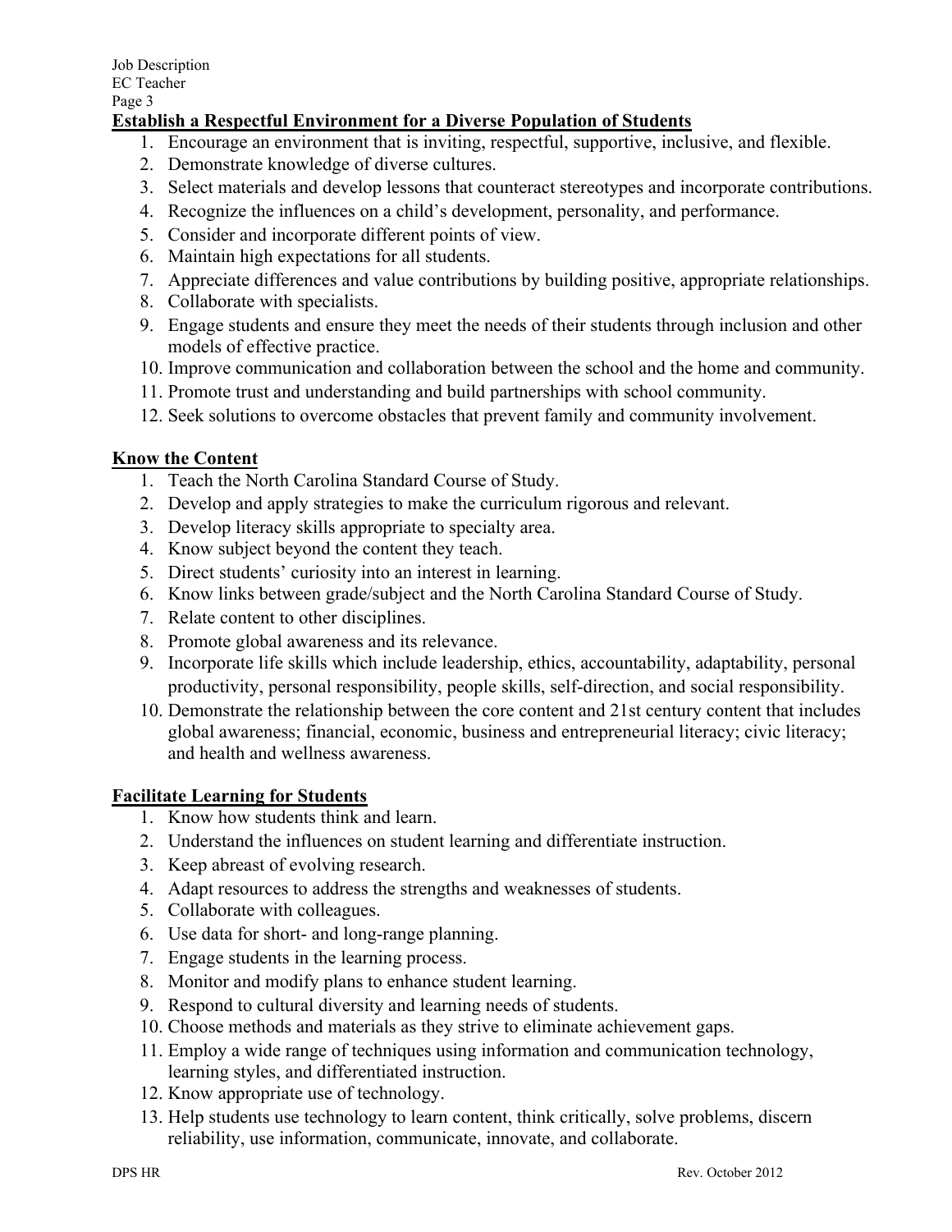## Establish a Respectful Environment for a Diverse Population of Students

1. Encourage an environment that is inviting, respectful, supportive, inclusive, and flexible.
2. Demonstrate knowledge of diverse cultures.
3. Select materials and develop lessons that counteract stereotypes and incorporate contributions.
4. Recognize the influences on a child's development, personality, and performance.
5. Consider and incorporate different points of view.
6. Maintain high expectations for all students.
7. Appreciate differences and value contributions by building positive, appropriate relationships.
8. Collaborate with specialists.
9. Engage students and ensure they meet the needs of their students through inclusion and other models of effective practice.
10. Improve communication and collaboration between the school and the home and community.
11. Promote trust and understanding and build partnerships with school community.
12. Seek solutions to overcome obstacles that prevent family and community involvement.

## Know the Content

1. Teach the North Carolina Standard Course of Study.
2. Develop and apply strategies to make the curriculum rigorous and relevant.
3. Develop literacy skills appropriate to specialty area.
4. Know subject beyond the content they teach.
5. Direct students' curiosity into an interest in learning.
6. Know links between grade/subject and the North Carolina Standard Course of Study.
7. Relate content to other disciplines.
8. Promote global awareness and its relevance.
9. Incorporate life skills which include leadership, ethics, accountability, adaptability, personal productivity, personal responsibility, people skills, self-direction, and social responsibility.
10. Demonstrate the relationship between the core content and 21st century content that includes global awareness; financial, economic, business and entrepreneurial literacy; civic literacy; and health and wellness awareness.

## Facilitate Learning for Students

1. Know how students think and learn.
2. Understand the influences on student learning and differentiate instruction.
3. Keep abreast of evolving research.
4. Adapt resources to address the strengths and weaknesses of students.
5. Collaborate with colleagues.
6. Use data for short- and long-range planning.
7. Engage students in the learning process.
8. Monitor and modify plans to enhance student learning.
9. Respond to cultural diversity and learning needs of students.
10. Choose methods and materials as they strive to eliminate achievement gaps.
11. Employ a wide range of techniques using information and communication technology, learning styles, and differentiated instruction.
12. Know appropriate use of technology.
13. Help students use technology to learn content, think critically, solve problems, discern reliability, use information, communicate, innovate, and collaborate.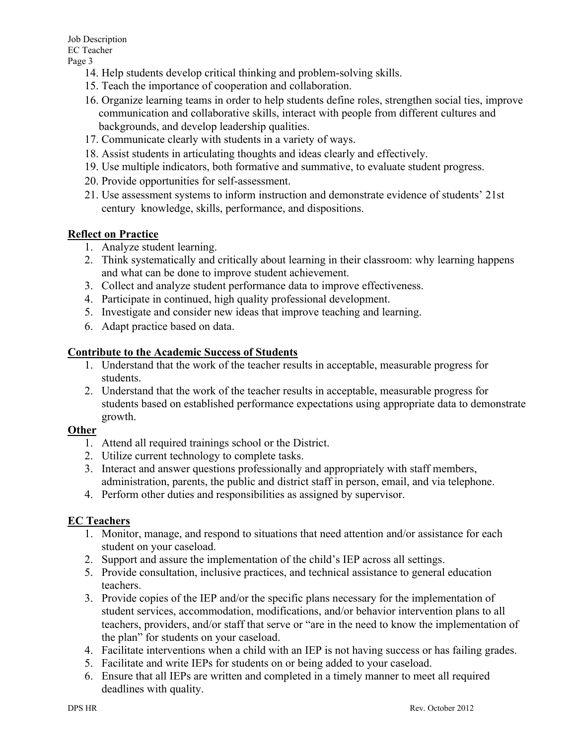14. Help students develop critical thinking and problem-solving skills.
15. Teach the importance of cooperation and collaboration.
16. Organize learning teams in order to help students define roles, strengthen social ties, improve communication and collaborative skills, interact with people from different cultures and backgrounds, and develop leadership qualities.
17. Communicate clearly with students in a variety of ways.
18. Assist students in articulating thoughts and ideas clearly and effectively.
19. Use multiple indicators, both formative and summative, to evaluate student progress.
20. Provide opportunities for self-assessment.
21. Use assessment systems to inform instruction and demonstrate evidence of students' 21st century knowledge, skills, performance, and dispositions.

**Reflect on Practice**

1. Analyze student learning.
2. Think systematically and critically about learning in their classroom: why learning happens and what can be done to improve student achievement.
3. Collect and analyze student performance data to improve effectiveness.
4. Participate in continued, high quality professional development.
5. Investigate and consider new ideas that improve teaching and learning.
6. Adapt practice based on data.

**Contribute to the Academic Success of Students**

1. Understand that the work of the teacher results in acceptable, measurable progress for students.
2. Understand that the work of the teacher results in acceptable, measurable progress for students based on established performance expectations using appropriate data to demonstrate growth.

**Other**

1. Attend all required trainings school or the District.
2. Utilize current technology to complete tasks.
3. Interact and answer questions professionally and appropriately with staff members, administration, parents, the public and district staff in person, email, and via telephone.
4. Perform other duties and responsibilities as assigned by supervisor.

**EC Teachers**

1. Monitor, manage, and respond to situations that need attention and/or assistance for each student on your caseload.
2. Support and assure the implementation of the child's IEP across all settings.
5. Provide consultation, inclusive practices, and technical assistance to general education teachers.
3. Provide copies of the IEP and/or the specific plans necessary for the implementation of student services, accommodation, modifications, and/or behavior intervention plans to all teachers, providers, and/or staff that serve or "are in the need to know the implementation of the plan" for students on your caseload.
4. Facilitate interventions when a child with an IEP is not having success or has failing grades.
5. Facilitate and write IEPs for students on or being added to your caseload.
6. Ensure that all IEPs are written and completed in a timely manner to meet all required deadlines with quality.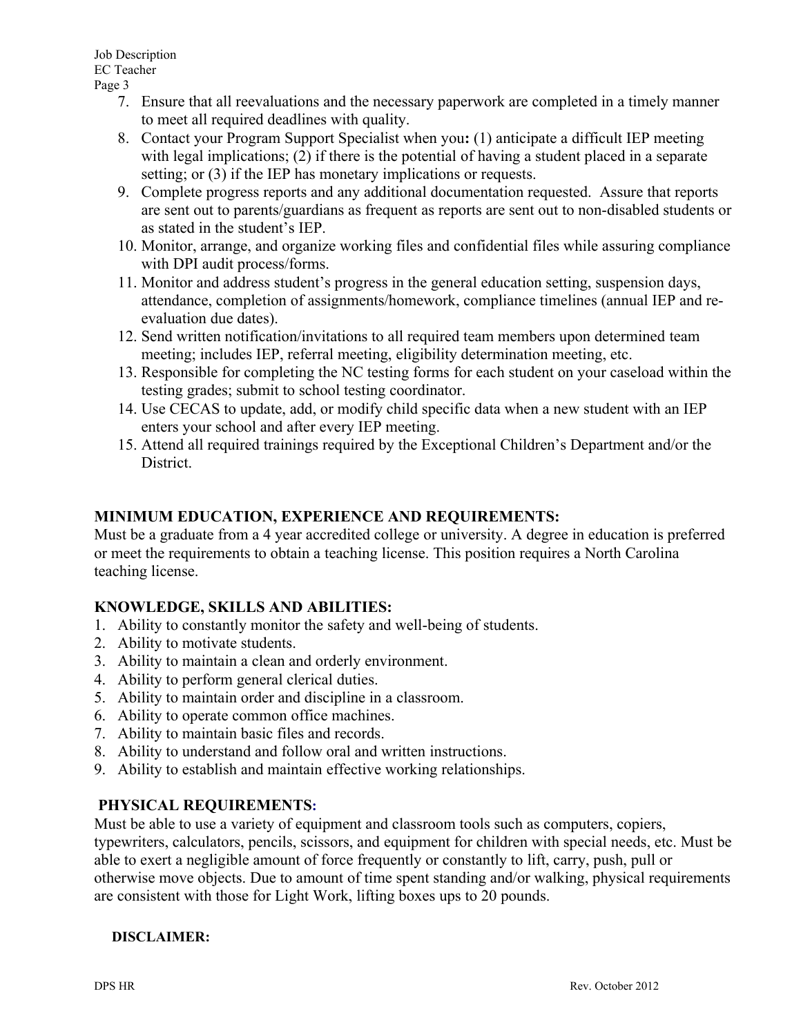7. Ensure that all reevaluations and the necessary paperwork are completed in a timely manner to meet all required deadlines with quality.
8. Contact your Program Support Specialist when you**:** (1) anticipate a difficult IEP meeting with legal implications; (2) if there is the potential of having a student placed in a separate setting; or (3) if the IEP has monetary implications or requests.
9. Complete progress reports and any additional documentation requested. Assure that reports are sent out to parents/guardians as frequent as reports are sent out to non-disabled students or as stated in the student's IEP.
10. Monitor, arrange, and organize working files and confidential files while assuring compliance with DPI audit process/forms.
11. Monitor and address student's progress in the general education setting, suspension days, attendance, completion of assignments/homework, compliance timelines (annual IEP and re-evaluation due dates).
12. Send written notification/invitations to all required team members upon determined team meeting; includes IEP, referral meeting, eligibility determination meeting, etc.
13. Responsible for completing the NC testing forms for each student on your caseload within the testing grades; submit to school testing coordinator.
14. Use CECAS to update, add, or modify child specific data when a new student with an IEP enters your school and after every IEP meeting.
15. Attend all required trainings required by the Exceptional Children's Department and/or the District.

## MINIMUM EDUCATION, EXPERIENCE AND REQUIREMENTS:

Must be a graduate from a 4 year accredited college or university. A degree in education is preferred or meet the requirements to obtain a teaching license. This position requires a North Carolina teaching license.

## KNOWLEDGE, SKILLS AND ABILITIES:

1. Ability to constantly monitor the safety and well-being of students.
2. Ability to motivate students.
3. Ability to maintain a clean and orderly environment.
4. Ability to perform general clerical duties.
5. Ability to maintain order and discipline in a classroom.
6. Ability to operate common office machines.
7. Ability to maintain basic files and records.
8. Ability to understand and follow oral and written instructions.
9. Ability to establish and maintain effective working relationships.

## PHYSICAL REQUIREMENTS:

Must be able to use a variety of equipment and classroom tools such as computers, copiers, typewriters, calculators, pencils, scissors, and equipment for children with special needs, etc. Must be able to exert a negligible amount of force frequently or constantly to lift, carry, push, pull or otherwise move objects. Due to amount of time spent standing and/or walking, physical requirements are consistent with those for Light Work, lifting boxes ups to 20 pounds.

## DISCLAIMER: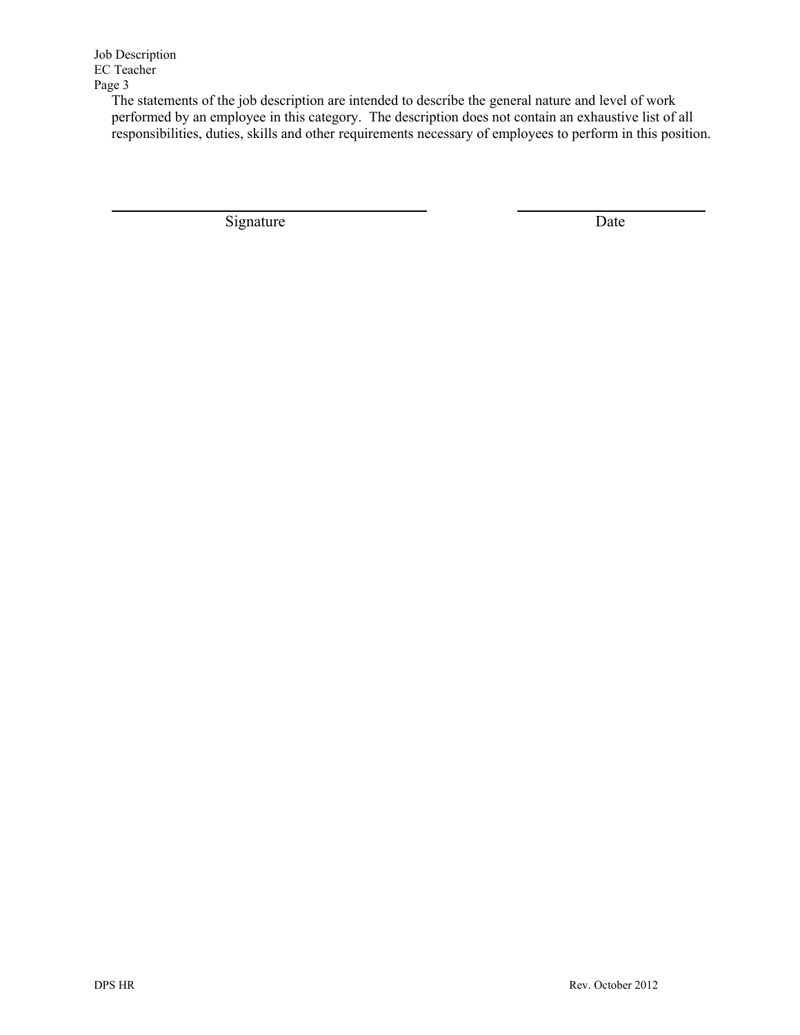The statements of the job description are intended to describe the general nature and level of work performed by an employee in this category. The description does not contain an exhaustive list of all responsibilities, duties, skills and other requirements necessary of employees to perform in this position.

\_\_\_\_\_\_\_\_\_\_\_\_\_\_\_\_\_\_\_\_\_\_\_\_\_\_\_\_\_\_\_\_\_\_\_\_\_\_\_\_ &nbsp;&nbsp;&nbsp;&nbsp;&nbsp;&nbsp;&nbsp;&nbsp; \_\_\_\_\_\_\_\_\_\_\_\_\_\_\_\_\_\_\_\_\_\_\_\_

Signature &nbsp;&nbsp;&nbsp;&nbsp;&nbsp;&nbsp;&nbsp;&nbsp;&nbsp;&nbsp;&nbsp;&nbsp;&nbsp;&nbsp;&nbsp;&nbsp;&nbsp;&nbsp;&nbsp;&nbsp;&nbsp;&nbsp;&nbsp;&nbsp;&nbsp;&nbsp;&nbsp;&nbsp;&nbsp;&nbsp;&nbsp;&nbsp;&nbsp;&nbsp;&nbsp;&nbsp;&nbsp;&nbsp;&nbsp;&nbsp; Date